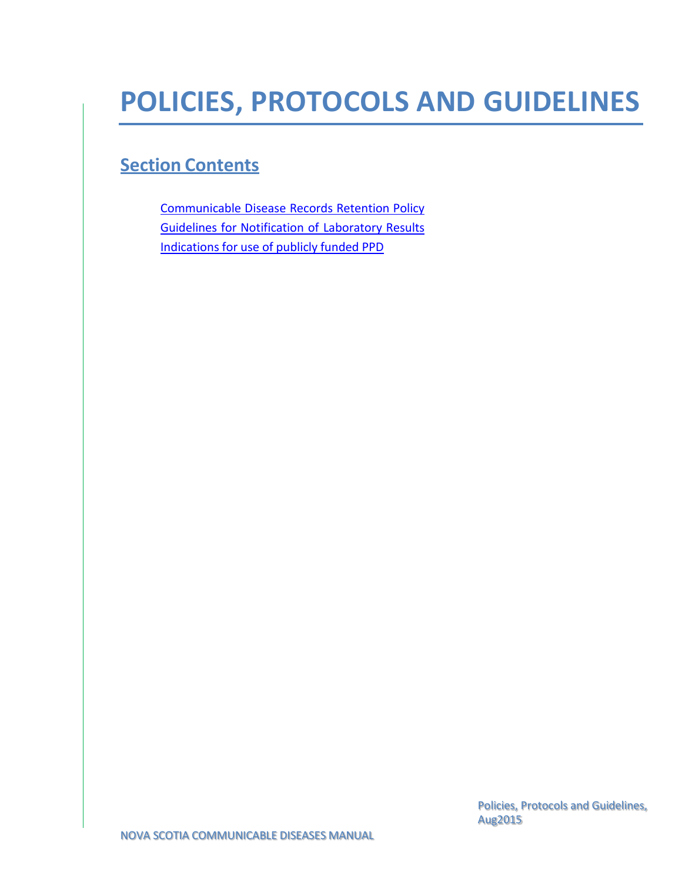# POLICIES, PROTOCOLS AND GUIDELINES

## Section Contents

- Communicable Disease Records Retention Policy
- Guidelines for Notification of Laboratory Results
- Indications for use of publicly funded PPD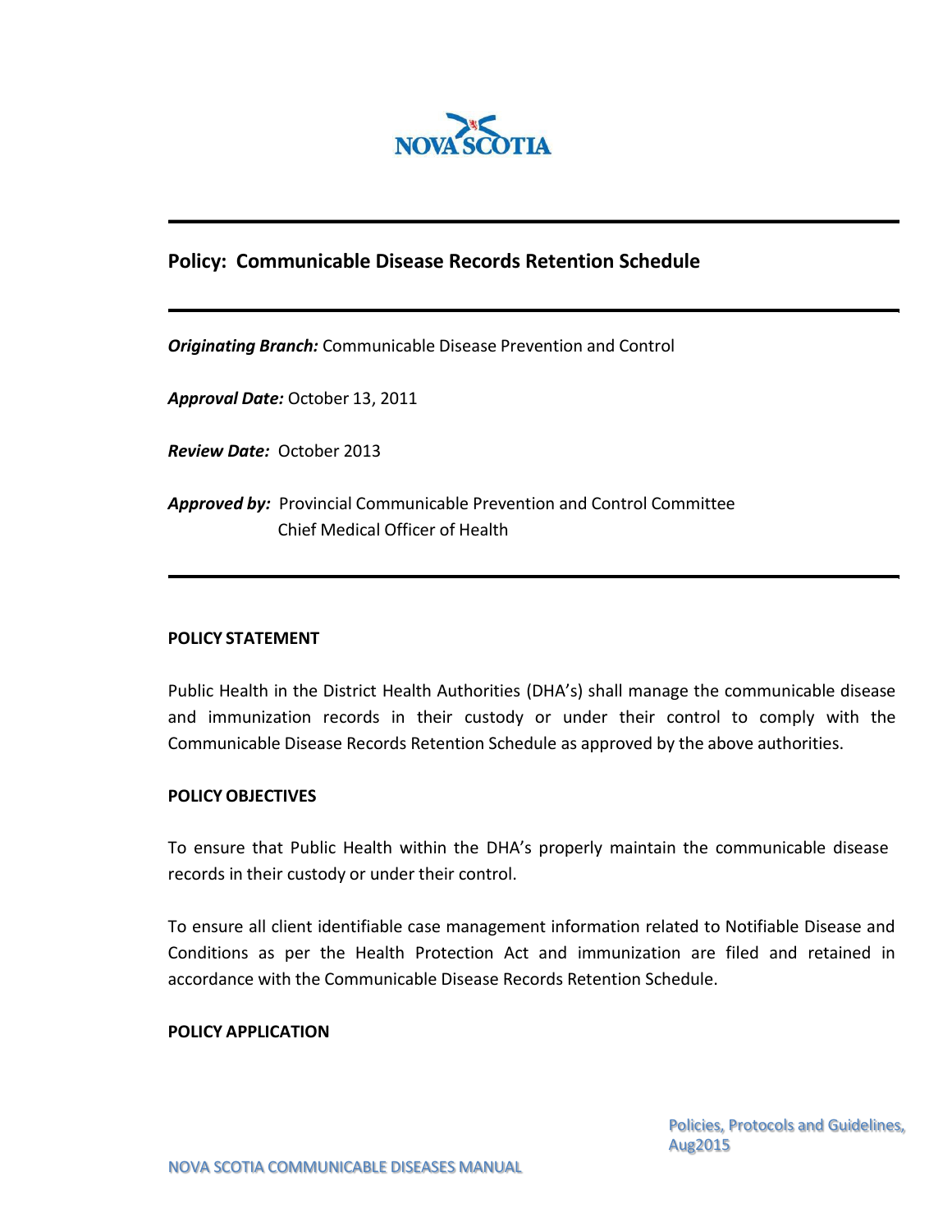# Policy: Communicable Disease Records Retention Schedule

***Originating Branch:*** Communicable Disease Prevention and Control

***Approval Date:*** October 13, 2011

***Review Date:*** October 2013

***Approved by:*** Provincial Communicable Prevention and Control Committee
Chief Medical Officer of Health

## POLICY STATEMENT

Public Health in the District Health Authorities (DHA's) shall manage the communicable disease and immunization records in their custody or under their control to comply with the Communicable Disease Records Retention Schedule as approved by the above authorities.

## POLICY OBJECTIVES

To ensure that Public Health within the DHA's properly maintain the communicable disease records in their custody or under their control.

To ensure all client identifiable case management information related to Notifiable Disease and Conditions as per the Health Protection Act and immunization are filed and retained in accordance with the Communicable Disease Records Retention Schedule.

## POLICY APPLICATION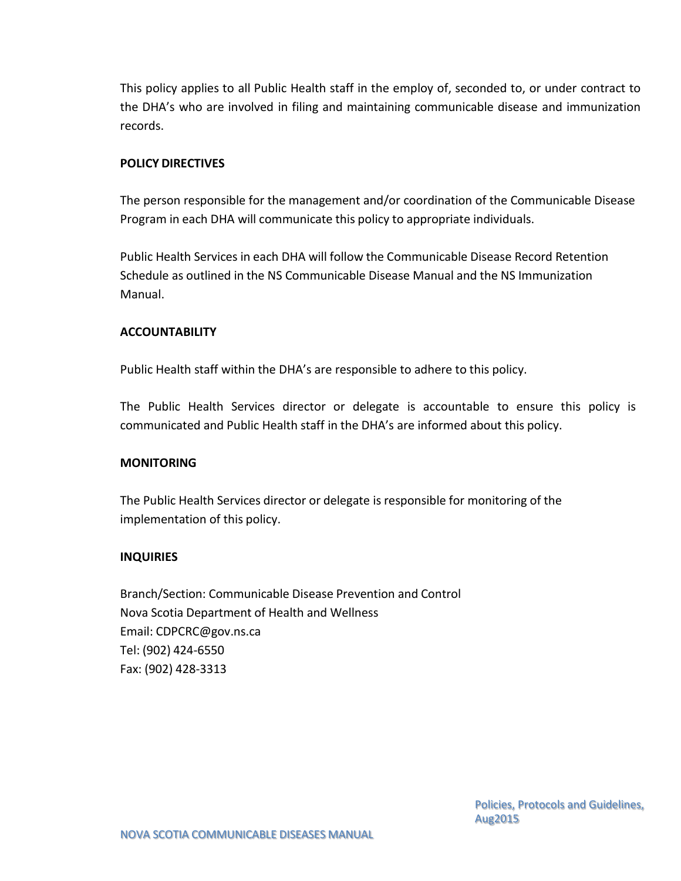This policy applies to all Public Health staff in the employ of, seconded to, or under contract to the DHA's who are involved in filing and maintaining communicable disease and immunization records.

**POLICY DIRECTIVES**

The person responsible for the management and/or coordination of the Communicable Disease Program in each DHA will communicate this policy to appropriate individuals.

Public Health Services in each DHA will follow the Communicable Disease Record Retention Schedule as outlined in the NS Communicable Disease Manual and the NS Immunization Manual.

**ACCOUNTABILITY**

Public Health staff within the DHA's are responsible to adhere to this policy.

The Public Health Services director or delegate is accountable to ensure this policy is communicated and Public Health staff in the DHA's are informed about this policy.

**MONITORING**

The Public Health Services director or delegate is responsible for monitoring of the implementation of this policy.

**INQUIRIES**

Branch/Section: Communicable Disease Prevention and Control
Nova Scotia Department of Health and Wellness
Email: CDPCRC@gov.ns.ca
Tel: (902) 424-6550
Fax: (902) 428-3313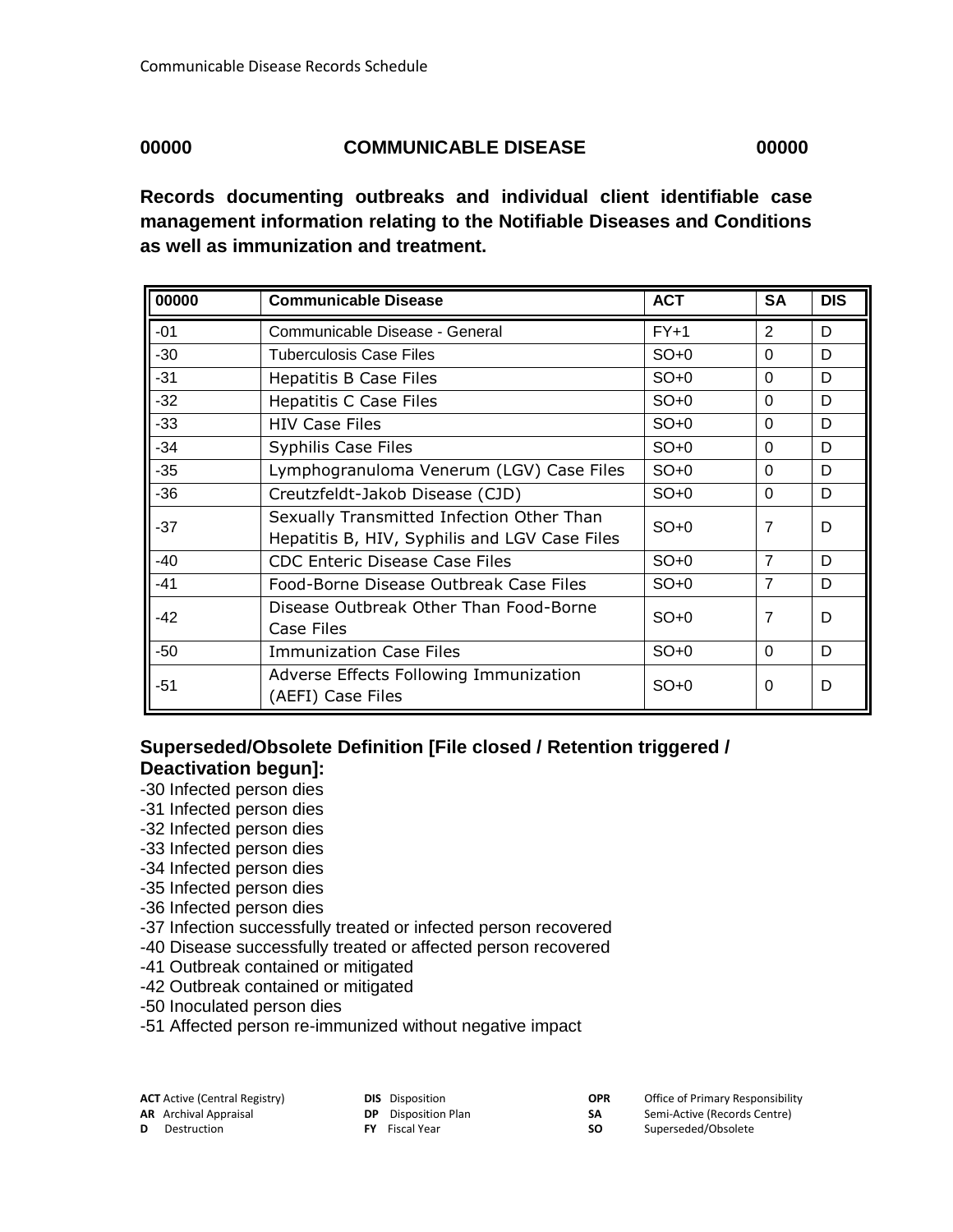## 00000 COMMUNICABLE DISEASE 00000

**Records documenting outbreaks and individual client identifiable case management information relating to the Notifiable Diseases and Conditions as well as immunization and treatment.**

| 00000 | Communicable Disease | ACT | SA | DIS |
|---|---|---|---|---|
| -01 | Communicable Disease - General | FY+1 | 2 | D |
| -30 | Tuberculosis Case Files | SO+0 | 0 | D |
| -31 | Hepatitis B Case Files | SO+0 | 0 | D |
| -32 | Hepatitis C Case Files | SO+0 | 0 | D |
| -33 | HIV Case Files | SO+0 | 0 | D |
| -34 | Syphilis Case Files | SO+0 | 0 | D |
| -35 | Lymphogranuloma Venerum (LGV) Case Files | SO+0 | 0 | D |
| -36 | Creutzfeldt-Jakob Disease (CJD) | SO+0 | 0 | D |
| -37 | Sexually Transmitted Infection Other Than Hepatitis B, HIV, Syphilis and LGV Case Files | SO+0 | 7 | D |
| -40 | CDC Enteric Disease Case Files | SO+0 | 7 | D |
| -41 | Food-Borne Disease Outbreak Case Files | SO+0 | 7 | D |
| -42 | Disease Outbreak Other Than Food-Borne Case Files | SO+0 | 7 | D |
| -50 | Immunization Case Files | SO+0 | 0 | D |
| -51 | Adverse Effects Following Immunization (AEFI) Case Files | SO+0 | 0 | D |

### Superseded/Obsolete Definition [File closed / Retention triggered / Deactivation begun]:

- -30 Infected person dies
- -31 Infected person dies
- -32 Infected person dies
- -33 Infected person dies
- -34 Infected person dies
- -35 Infected person dies
- -36 Infected person dies
- -37 Infection successfully treated or infected person recovered
- -40 Disease successfully treated or affected person recovered
- -41 Outbreak contained or mitigated
- -42 Outbreak contained or mitigated
- -50 Inoculated person dies
- -51 Affected person re-immunized without negative impact

**ACT** Active (Central Registry)
**AR** Archival Appraisal
**D** Destruction
**DIS** Disposition
**DP** Disposition Plan
**FY** Fiscal Year
**OPR** Office of Primary Responsibility
**SA** Semi-Active (Records Centre)
**SO** Superseded/Obsolete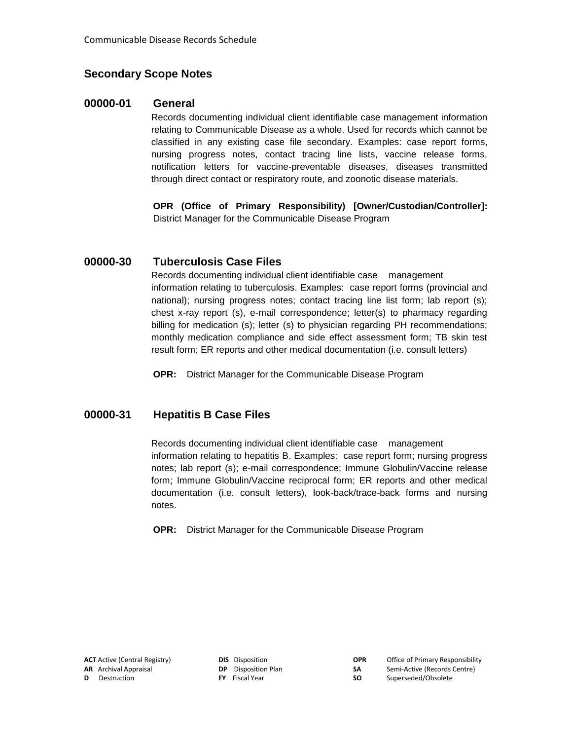## Secondary Scope Notes

### 00000-01 General

Records documenting individual client identifiable case management information relating to Communicable Disease as a whole. Used for records which cannot be classified in any existing case file secondary. Examples: case report forms, nursing progress notes, contact tracing line lists, vaccine release forms, notification letters for vaccine-preventable diseases, diseases transmitted through direct contact or respiratory route, and zoonotic disease materials.

**OPR (Office of Primary Responsibility) [Owner/Custodian/Controller]:** District Manager for the Communicable Disease Program

### 00000-30 Tuberculosis Case Files

Records documenting individual client identifiable case management information relating to tuberculosis. Examples: case report forms (provincial and national); nursing progress notes; contact tracing line list form; lab report (s); chest x-ray report (s), e-mail correspondence; letter(s) to pharmacy regarding billing for medication (s); letter (s) to physician regarding PH recommendations; monthly medication compliance and side effect assessment form; TB skin test result form; ER reports and other medical documentation (i.e. consult letters)

**OPR:** District Manager for the Communicable Disease Program

### 00000-31 Hepatitis B Case Files

Records documenting individual client identifiable case management information relating to hepatitis B. Examples: case report form; nursing progress notes; lab report (s); e-mail correspondence; Immune Globulin/Vaccine release form; Immune Globulin/Vaccine reciprocal form; ER reports and other medical documentation (i.e. consult letters), look-back/trace-back forms and nursing notes.

**OPR:** District Manager for the Communicable Disease Program

**ACT** Active (Central Registry) | **DIS** Disposition | **OPR** Office of Primary Responsibility
**AR** Archival Appraisal | **DP** Disposition Plan | **SA** Semi-Active (Records Centre)
**D** Destruction | **FY** Fiscal Year | **SO** Superseded/Obsolete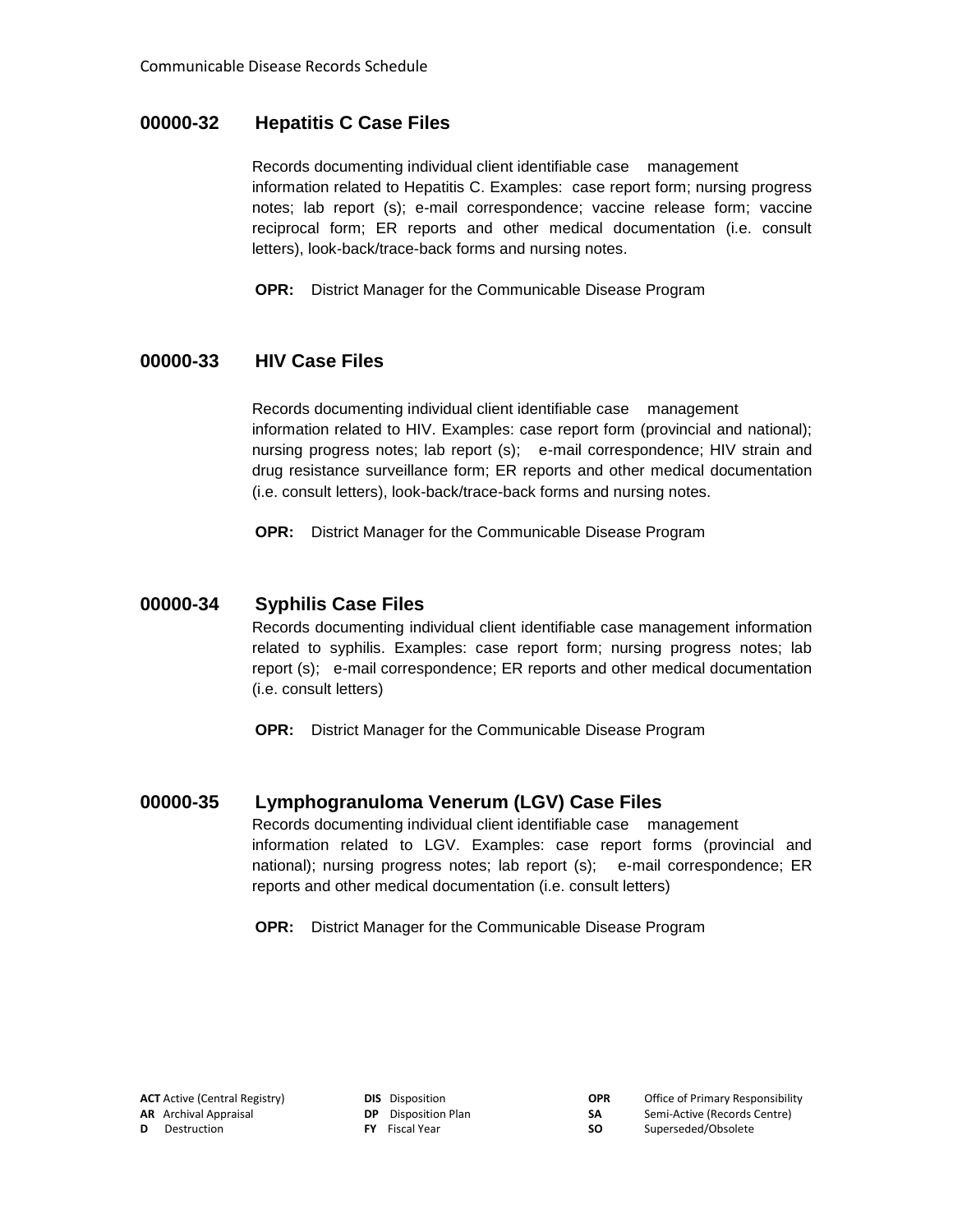## 00000-32 Hepatitis C Case Files

Records documenting individual client identifiable case management information related to Hepatitis C. Examples: case report form; nursing progress notes; lab report (s); e-mail correspondence; vaccine release form; vaccine reciprocal form; ER reports and other medical documentation (i.e. consult letters), look-back/trace-back forms and nursing notes.

**OPR:** District Manager for the Communicable Disease Program

## 00000-33 HIV Case Files

Records documenting individual client identifiable case management information related to HIV. Examples: case report form (provincial and national); nursing progress notes; lab report (s); e-mail correspondence; HIV strain and drug resistance surveillance form; ER reports and other medical documentation (i.e. consult letters), look-back/trace-back forms and nursing notes.

**OPR:** District Manager for the Communicable Disease Program

## 00000-34 Syphilis Case Files

Records documenting individual client identifiable case management information related to syphilis. Examples: case report form; nursing progress notes; lab report (s); e-mail correspondence; ER reports and other medical documentation (i.e. consult letters)

**OPR:** District Manager for the Communicable Disease Program

## 00000-35 Lymphogranuloma Venerum (LGV) Case Files

Records documenting individual client identifiable case management information related to LGV. Examples: case report forms (provincial and national); nursing progress notes; lab report (s); e-mail correspondence; ER reports and other medical documentation (i.e. consult letters)

**OPR:** District Manager for the Communicable Disease Program

**ACT** Active (Central Registry)
**AR** Archival Appraisal
**D** Destruction
**DIS** Disposition
**DP** Disposition Plan
**FY** Fiscal Year
**OPR** Office of Primary Responsibility
**SA** Semi-Active (Records Centre)
**SO** Superseded/Obsolete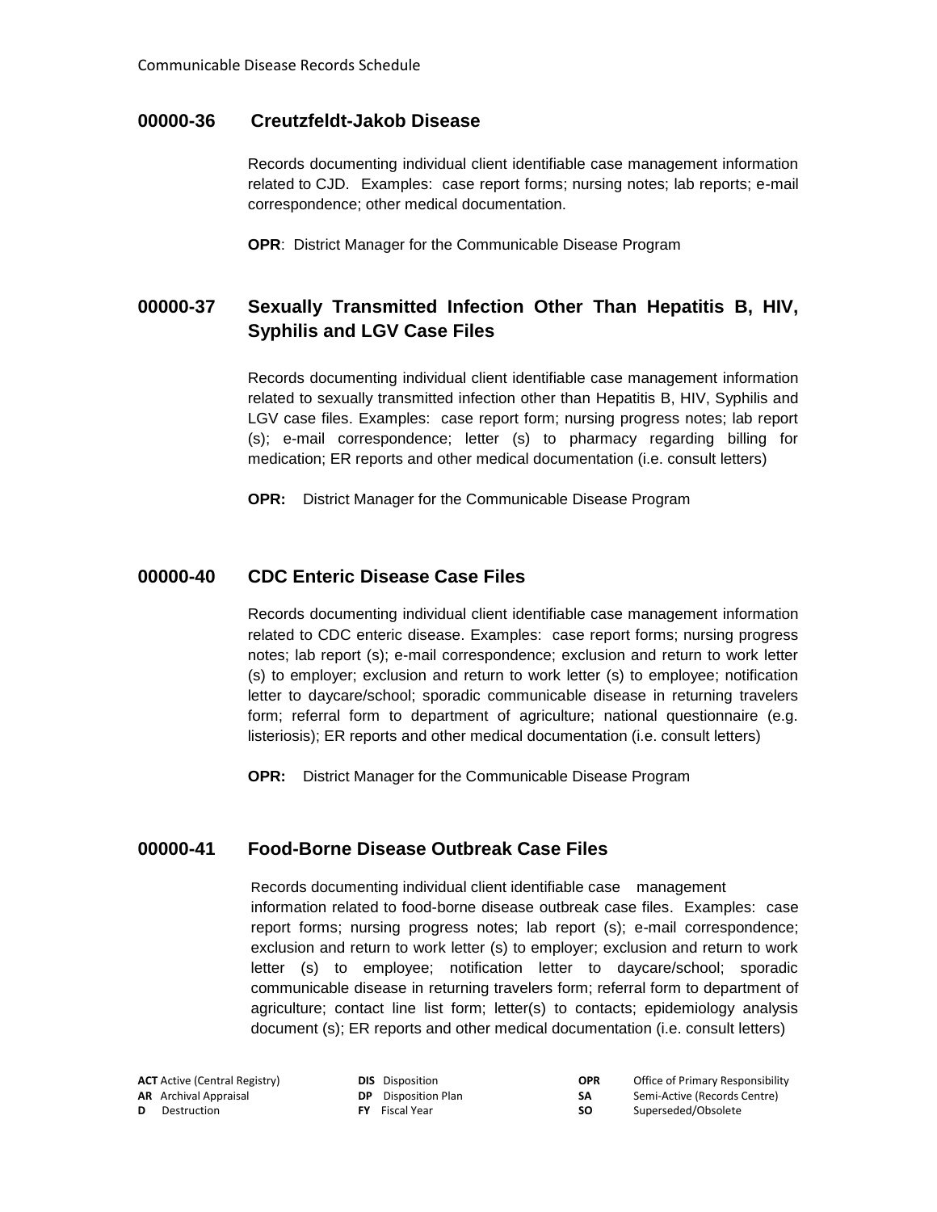## 00000-36 Creutzfeldt-Jakob Disease

Records documenting individual client identifiable case management information related to CJD. Examples: case report forms; nursing notes; lab reports; e-mail correspondence; other medical documentation.

**OPR**: District Manager for the Communicable Disease Program

## 00000-37 Sexually Transmitted Infection Other Than Hepatitis B, HIV, Syphilis and LGV Case Files

Records documenting individual client identifiable case management information related to sexually transmitted infection other than Hepatitis B, HIV, Syphilis and LGV case files. Examples: case report form; nursing progress notes; lab report (s); e-mail correspondence; letter (s) to pharmacy regarding billing for medication; ER reports and other medical documentation (i.e. consult letters)

**OPR:** District Manager for the Communicable Disease Program

## 00000-40 CDC Enteric Disease Case Files

Records documenting individual client identifiable case management information related to CDC enteric disease. Examples: case report forms; nursing progress notes; lab report (s); e-mail correspondence; exclusion and return to work letter (s) to employer; exclusion and return to work letter (s) to employee; notification letter to daycare/school; sporadic communicable disease in returning travelers form; referral form to department of agriculture; national questionnaire (e.g. listeriosis); ER reports and other medical documentation (i.e. consult letters)

**OPR:** District Manager for the Communicable Disease Program

## 00000-41 Food-Borne Disease Outbreak Case Files

Records documenting individual client identifiable case management information related to food-borne disease outbreak case files. Examples: case report forms; nursing progress notes; lab report (s); e-mail correspondence; exclusion and return to work letter (s) to employer; exclusion and return to work letter (s) to employee; notification letter to daycare/school; sporadic communicable disease in returning travelers form; referral form to department of agriculture; contact line list form; letter(s) to contacts; epidemiology analysis document (s); ER reports and other medical documentation (i.e. consult letters)

| | | | | | |
|---|---|---|---|---|---|
| **ACT** | Active (Central Registry) | **DIS** | Disposition | **OPR** | Office of Primary Responsibility |
| **AR** | Archival Appraisal | **DP** | Disposition Plan | **SA** | Semi-Active (Records Centre) |
| **D** | Destruction | **FY** | Fiscal Year | **SO** | Superseded/Obsolete |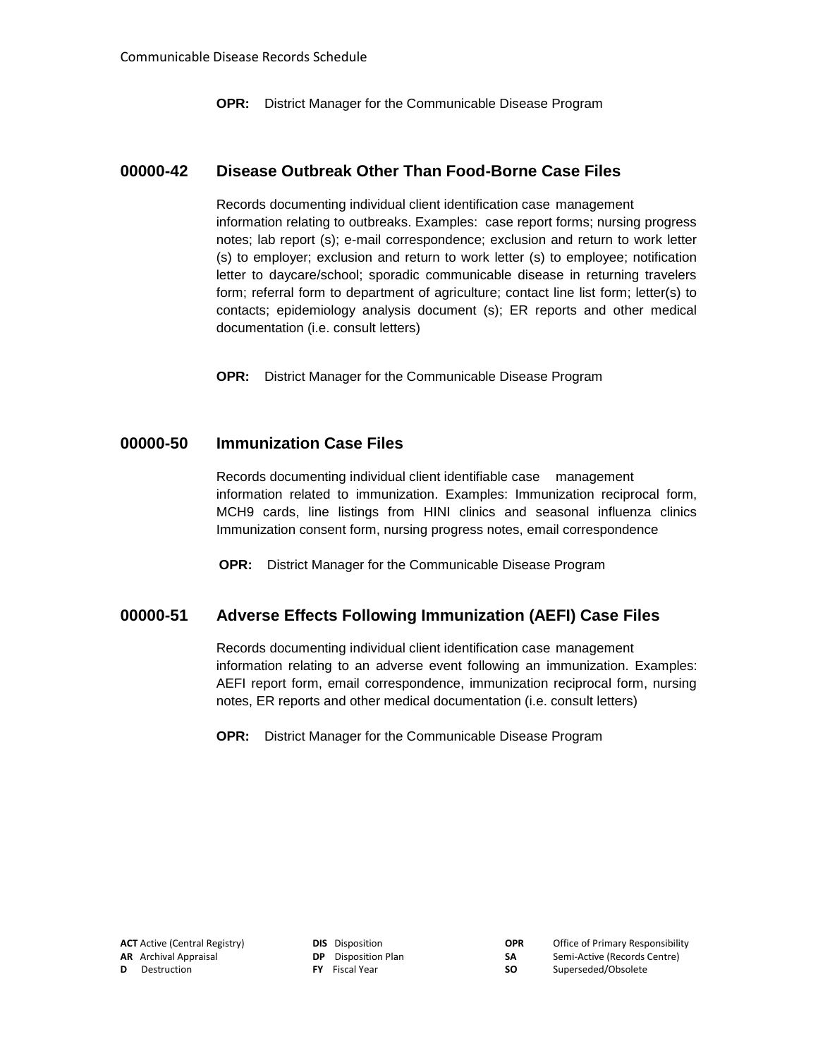**OPR:** District Manager for the Communicable Disease Program

## 00000-42 Disease Outbreak Other Than Food-Borne Case Files

Records documenting individual client identification case management information relating to outbreaks. Examples: case report forms; nursing progress notes; lab report (s); e-mail correspondence; exclusion and return to work letter (s) to employer; exclusion and return to work letter (s) to employee; notification letter to daycare/school; sporadic communicable disease in returning travelers form; referral form to department of agriculture; contact line list form; letter(s) to contacts; epidemiology analysis document (s); ER reports and other medical documentation (i.e. consult letters)

**OPR:** District Manager for the Communicable Disease Program

## 00000-50 Immunization Case Files

Records documenting individual client identifiable case management information related to immunization. Examples: Immunization reciprocal form, MCH9 cards, line listings from HINI clinics and seasonal influenza clinics Immunization consent form, nursing progress notes, email correspondence

**OPR:** District Manager for the Communicable Disease Program

## 00000-51 Adverse Effects Following Immunization (AEFI) Case Files

Records documenting individual client identification case management information relating to an adverse event following an immunization. Examples: AEFI report form, email correspondence, immunization reciprocal form, nursing notes, ER reports and other medical documentation (i.e. consult letters)

**OPR:** District Manager for the Communicable Disease Program

**ACT** Active (Central Registry)
**AR** Archival Appraisal
**D** Destruction
**DIS** Disposition
**DP** Disposition Plan
**FY** Fiscal Year
**OPR** Office of Primary Responsibility
**SA** Semi-Active (Records Centre)
**SO** Superseded/Obsolete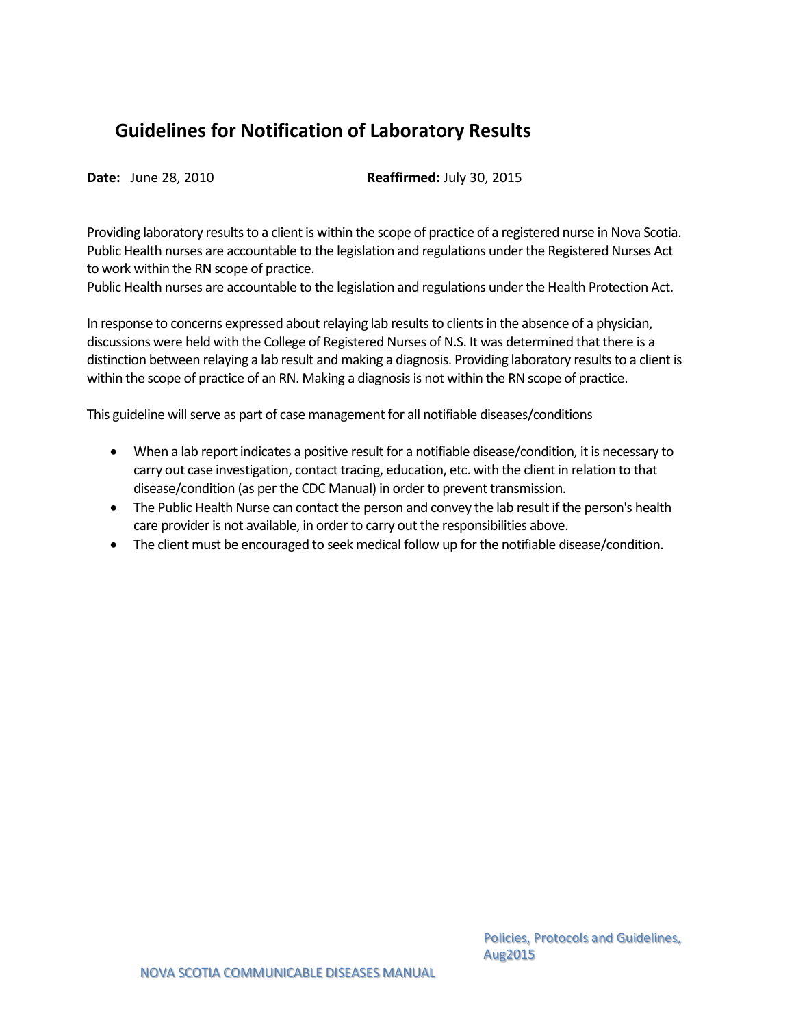# Guidelines for Notification of Laboratory Results

**Date:** June 28, 2010 **Reaffirmed:** July 30, 2015

Providing laboratory results to a client is within the scope of practice of a registered nurse in Nova Scotia. Public Health nurses are accountable to the legislation and regulations under the Registered Nurses Act to work within the RN scope of practice.
Public Health nurses are accountable to the legislation and regulations under the Health Protection Act.

In response to concerns expressed about relaying lab results to clients in the absence of a physician, discussions were held with the College of Registered Nurses of N.S. It was determined that there is a distinction between relaying a lab result and making a diagnosis. Providing laboratory results to a client is within the scope of practice of an RN. Making a diagnosis is not within the RN scope of practice.

This guideline will serve as part of case management for all notifiable diseases/conditions

- When a lab report indicates a positive result for a notifiable disease/condition, it is necessary to carry out case investigation, contact tracing, education, etc. with the client in relation to that disease/condition (as per the CDC Manual) in order to prevent transmission.
- The Public Health Nurse can contact the person and convey the lab result if the person's health care provider is not available, in order to carry out the responsibilities above.
- The client must be encouraged to seek medical follow up for the notifiable disease/condition.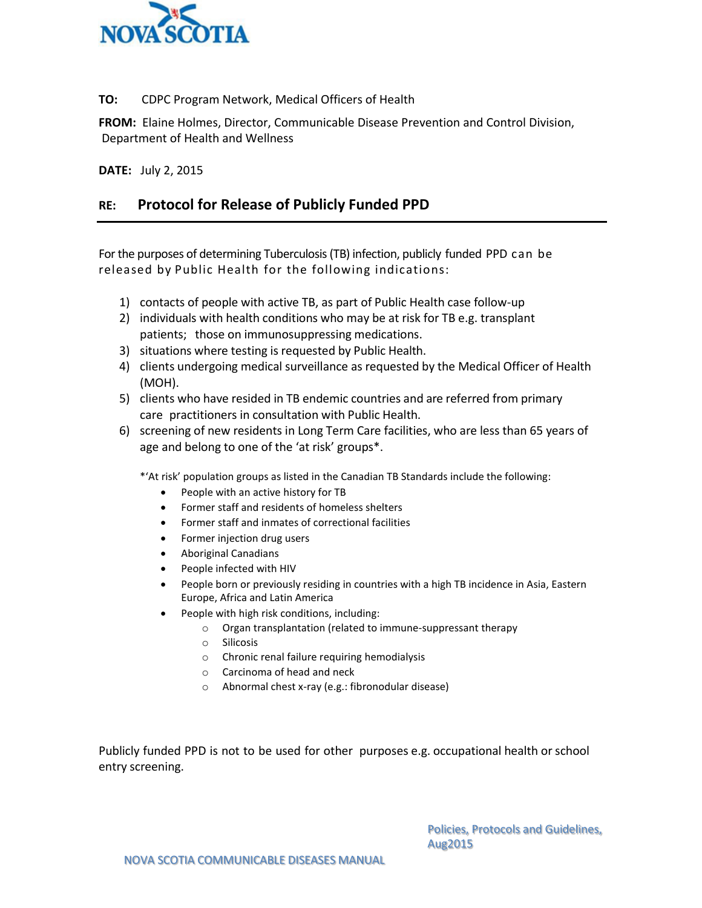NOVA SCOTIA

**TO:** CDPC Program Network, Medical Officers of Health

**FROM:** Elaine Holmes, Director, Communicable Disease Prevention and Control Division, Department of Health and Wellness

**DATE:** July 2, 2015

## RE: Protocol for Release of Publicly Funded PPD

For the purposes of determining Tuberculosis (TB) infection, publicly funded PPD can be released by Public Health for the following indications:

1) contacts of people with active TB, as part of Public Health case follow-up
2) individuals with health conditions who may be at risk for TB e.g. transplant patients; those on immunosuppressing medications.
3) situations where testing is requested by Public Health.
4) clients undergoing medical surveillance as requested by the Medical Officer of Health (MOH).
5) clients who have resided in TB endemic countries and are referred from primary care practitioners in consultation with Public Health.
6) screening of new residents in Long Term Care facilities, who are less than 65 years of age and belong to one of the 'at risk' groups*.

*'At risk' population groups as listed in the Canadian TB Standards include the following:

- People with an active history for TB
- Former staff and residents of homeless shelters
- Former staff and inmates of correctional facilities
- Former injection drug users
- Aboriginal Canadians
- People infected with HIV
- People born or previously residing in countries with a high TB incidence in Asia, Eastern Europe, Africa and Latin America
- People with high risk conditions, including:
  - Organ transplantation (related to immune-suppressant therapy
  - Silicosis
  - Chronic renal failure requiring hemodialysis
  - Carcinoma of head and neck
  - Abnormal chest x-ray (e.g.: fibronodular disease)

Publicly funded PPD is not to be used for other purposes e.g. occupational health or school entry screening.